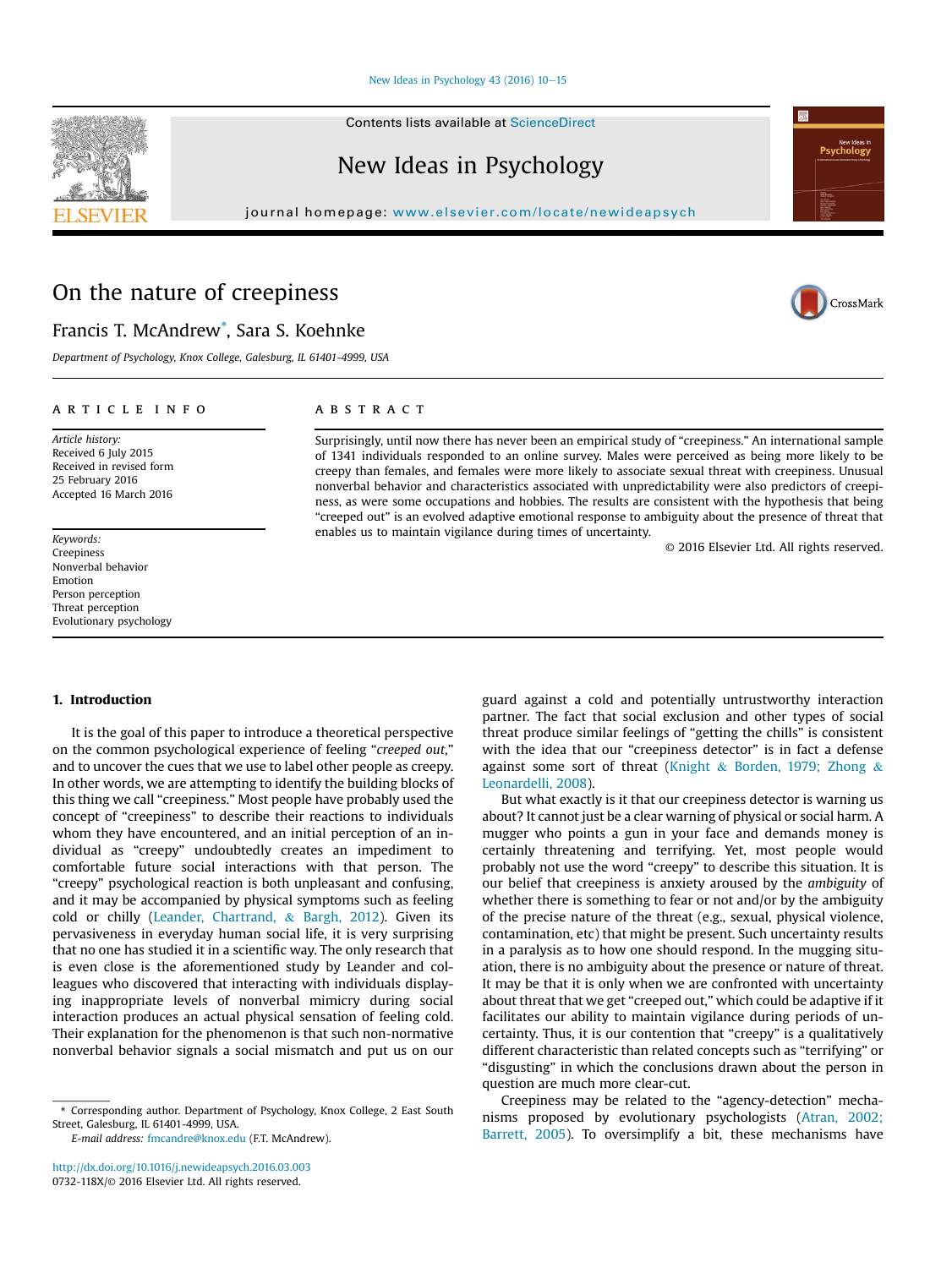Contents lists available at ScienceDirect

New Ideas in Psychology

journal homepage: www.elsevier.com/locate/newideapsych

# On the nature of creepiness

Francis T. McAndrew*, Sara S. Koehnke

*Department of Psychology, Knox College, Galesburg, IL 61401-4999, USA*

ARTICLE INFO

*Article history:*
Received 6 July 2015
Received in revised form
25 February 2016
Accepted 16 March 2016

*Keywords:*
Creepiness
Nonverbal behavior
Emotion
Person perception
Threat perception
Evolutionary psychology

ABSTRACT

Surprisingly, until now there has never been an empirical study of "creepiness." An international sample of 1341 individuals responded to an online survey. Males were perceived as being more likely to be creepy than females, and females were more likely to associate sexual threat with creepiness. Unusual nonverbal behavior and characteristics associated with unpredictability were also predictors of creepiness, as were some occupations and hobbies. The results are consistent with the hypothesis that being "creeped out" is an evolved adaptive emotional response to ambiguity about the presence of threat that enables us to maintain vigilance during times of uncertainty.

© 2016 Elsevier Ltd. All rights reserved.

## 1. Introduction

It is the goal of this paper to introduce a theoretical perspective on the common psychological experience of feeling "*creeped out*," and to uncover the cues that we use to label other people as creepy. In other words, we are attempting to identify the building blocks of this thing we call "creepiness." Most people have probably used the concept of "creepiness" to describe their reactions to individuals whom they have encountered, and an initial perception of an individual as "creepy" undoubtedly creates an impediment to comfortable future social interactions with that person. The "creepy" psychological reaction is both unpleasant and confusing, and it may be accompanied by physical symptoms such as feeling cold or chilly (Leander, Chartrand, & Bargh, 2012). Given its pervasiveness in everyday human social life, it is very surprising that no one has studied it in a scientific way. The only research that is even close is the aforementioned study by Leander and colleagues who discovered that interacting with individuals displaying inappropriate levels of nonverbal mimicry during social interaction produces an actual physical sensation of feeling cold. Their explanation for the phenomenon is that such non-normative nonverbal behavior signals a social mismatch and put us on our guard against a cold and potentially untrustworthy interaction partner. The fact that social exclusion and other types of social threat produce similar feelings of "getting the chills" is consistent with the idea that our "creepiness detector" is in fact a defense against some sort of threat (Knight & Borden, 1979; Zhong & Leonardelli, 2008).

But what exactly is it that our creepiness detector is warning us about? It cannot just be a clear warning of physical or social harm. A mugger who points a gun in your face and demands money is certainly threatening and terrifying. Yet, most people would probably not use the word "creepy" to describe this situation. It is our belief that creepiness is anxiety aroused by the *ambiguity* of whether there is something to fear or not and/or by the ambiguity of the precise nature of the threat (e.g., sexual, physical violence, contamination, etc) that might be present. Such uncertainty results in a paralysis as to how one should respond. In the mugging situation, there is no ambiguity about the presence or nature of threat. It may be that it is only when we are confronted with uncertainty about threat that we get "creeped out," which could be adaptive if it facilitates our ability to maintain vigilance during periods of uncertainty. Thus, it is our contention that "creepy" is a qualitatively different characteristic than related concepts such as "terrifying" or "disgusting" in which the conclusions drawn about the person in question are much more clear-cut.

Creepiness may be related to the "agency-detection" mechanisms proposed by evolutionary psychologists (Atran, 2002; Barrett, 2005). To oversimplify a bit, these mechanisms have

* Corresponding author. Department of Psychology, Knox College, 2 East South Street, Galesburg, IL 61401-4999, USA.
E-mail address: fmcandre@knox.edu (F.T. McAndrew).

http://dx.doi.org/10.1016/j.newideapsych.2016.03.003
0732-118X/© 2016 Elsevier Ltd. All rights reserved.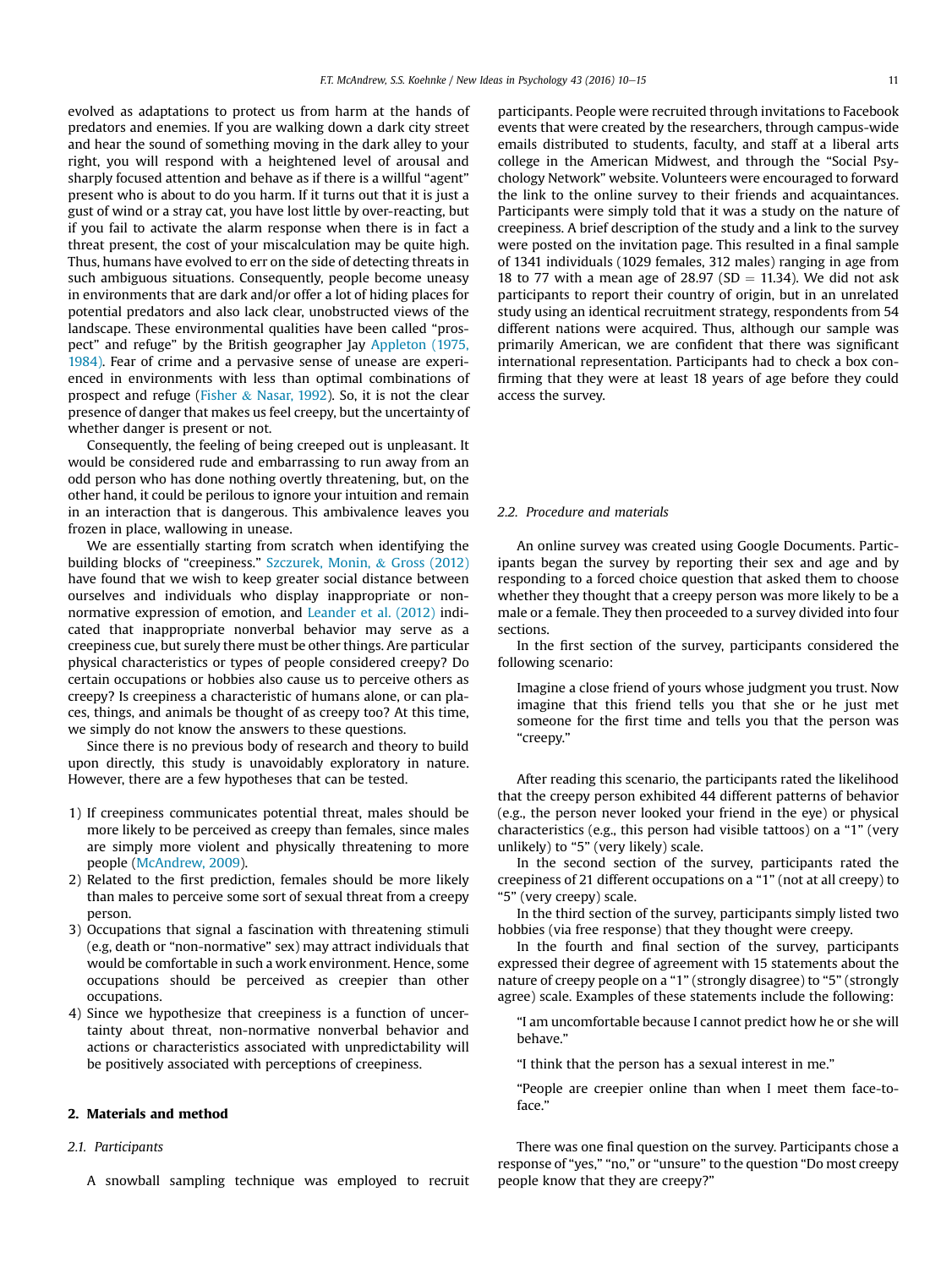evolved as adaptations to protect us from harm at the hands of predators and enemies. If you are walking down a dark city street and hear the sound of something moving in the dark alley to your right, you will respond with a heightened level of arousal and sharply focused attention and behave as if there is a willful "agent" present who is about to do you harm. If it turns out that it is just a gust of wind or a stray cat, you have lost little by over-reacting, but if you fail to activate the alarm response when there is in fact a threat present, the cost of your miscalculation may be quite high. Thus, humans have evolved to err on the side of detecting threats in such ambiguous situations. Consequently, people become uneasy in environments that are dark and/or offer a lot of hiding places for potential predators and also lack clear, unobstructed views of the landscape. These environmental qualities have been called "prospect" and refuge" by the British geographer Jay Appleton (1975, 1984). Fear of crime and a pervasive sense of unease are experienced in environments with less than optimal combinations of prospect and refuge (Fisher & Nasar, 1992). So, it is not the clear presence of danger that makes us feel creepy, but the uncertainty of whether danger is present or not.

Consequently, the feeling of being creeped out is unpleasant. It would be considered rude and embarrassing to run away from an odd person who has done nothing overtly threatening, but, on the other hand, it could be perilous to ignore your intuition and remain in an interaction that is dangerous. This ambivalence leaves you frozen in place, wallowing in unease.

We are essentially starting from scratch when identifying the building blocks of "creepiness." Szczurek, Monin, & Gross (2012) have found that we wish to keep greater social distance between ourselves and individuals who display inappropriate or non-normative expression of emotion, and Leander et al. (2012) indicated that inappropriate nonverbal behavior may serve as a creepiness cue, but surely there must be other things. Are particular physical characteristics or types of people considered creepy? Do certain occupations or hobbies also cause us to perceive others as creepy? Is creepiness a characteristic of humans alone, or can places, things, and animals be thought of as creepy too? At this time, we simply do not know the answers to these questions.

Since there is no previous body of research and theory to build upon directly, this study is unavoidably exploratory in nature. However, there are a few hypotheses that can be tested.

1) If creepiness communicates potential threat, males should be more likely to be perceived as creepy than females, since males are simply more violent and physically threatening to more people (McAndrew, 2009).
2) Related to the first prediction, females should be more likely than males to perceive some sort of sexual threat from a creepy person.
3) Occupations that signal a fascination with threatening stimuli (e.g, death or "non-normative" sex) may attract individuals that would be comfortable in such a work environment. Hence, some occupations should be perceived as creepier than other occupations.
4) Since we hypothesize that creepiness is a function of uncertainty about threat, non-normative nonverbal behavior and actions or characteristics associated with unpredictability will be positively associated with perceptions of creepiness.

## 2. Materials and method

### 2.1. Participants

A snowball sampling technique was employed to recruit participants. People were recruited through invitations to Facebook events that were created by the researchers, through campus-wide emails distributed to students, faculty, and staff at a liberal arts college in the American Midwest, and through the "Social Psychology Network" website. Volunteers were encouraged to forward the link to the online survey to their friends and acquaintances. Participants were simply told that it was a study on the nature of creepiness. A brief description of the study and a link to the survey were posted on the invitation page. This resulted in a final sample of 1341 individuals (1029 females, 312 males) ranging in age from 18 to 77 with a mean age of 28.97 (SD = 11.34). We did not ask participants to report their country of origin, but in an unrelated study using an identical recruitment strategy, respondents from 54 different nations were acquired. Thus, although our sample was primarily American, we are confident that there was significant international representation. Participants had to check a box confirming that they were at least 18 years of age before they could access the survey.

### 2.2. Procedure and materials

An online survey was created using Google Documents. Participants began the survey by reporting their sex and age and by responding to a forced choice question that asked them to choose whether they thought that a creepy person was more likely to be a male or a female. They then proceeded to a survey divided into four sections.

In the first section of the survey, participants considered the following scenario:

> Imagine a close friend of yours whose judgment you trust. Now imagine that this friend tells you that she or he just met someone for the first time and tells you that the person was "creepy."

After reading this scenario, the participants rated the likelihood that the creepy person exhibited 44 different patterns of behavior (e.g., the person never looked your friend in the eye) or physical characteristics (e.g., this person had visible tattoos) on a "1" (very unlikely) to "5" (very likely) scale.

In the second section of the survey, participants rated the creepiness of 21 different occupations on a "1" (not at all creepy) to "5" (very creepy) scale.

In the third section of the survey, participants simply listed two hobbies (via free response) that they thought were creepy.

In the fourth and final section of the survey, participants expressed their degree of agreement with 15 statements about the nature of creepy people on a "1" (strongly disagree) to "5" (strongly agree) scale. Examples of these statements include the following:

> "I am uncomfortable because I cannot predict how he or she will behave."
>
> "I think that the person has a sexual interest in me."
>
> "People are creepier online than when I meet them face-to-face."

There was one final question on the survey. Participants chose a response of "yes," "no," or "unsure" to the question "Do most creepy people know that they are creepy?"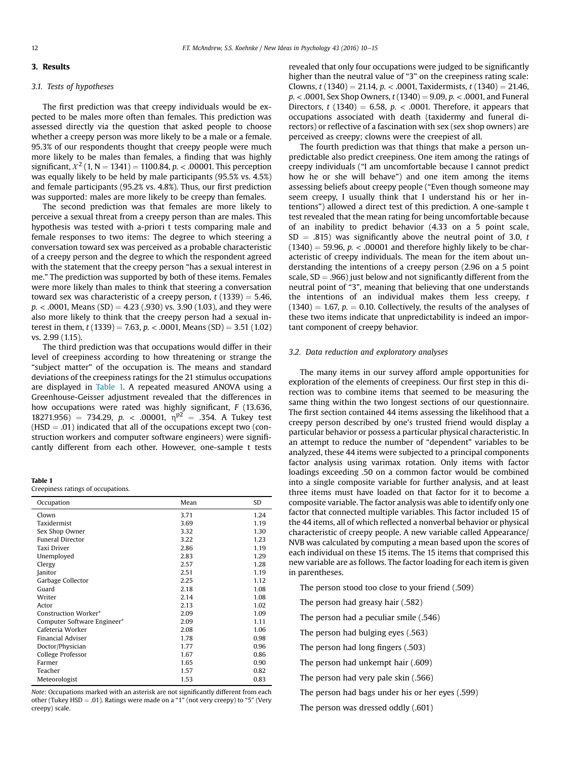## 3. Results

### 3.1. Tests of hypotheses

The first prediction was that creepy individuals would be expected to be males more often than females. This prediction was assessed directly via the question that asked people to choose whether a creepy person was more likely to be a male or a female. 95.3% of our respondents thought that creepy people were much more likely to be males than females, a finding that was highly significant, $X^2$ (1, N = 1341) = 1100.84, $p < .00001$. This perception was equally likely to be held by male participants (95.5% vs. 4.5%) and female participants (95.2% vs. 4.8%). Thus, our first prediction was supported: males are more likely to be creepy than females.

The second prediction was that females are more likely to perceive a sexual threat from a creepy person than are males. This hypothesis was tested with a-priori t tests comparing male and female responses to two items: The degree to which steering a conversation toward sex was perceived as a probable characteristic of a creepy person and the degree to which the respondent agreed with the statement that the creepy person "has a sexual interest in me." The prediction was supported by both of these items. Females were more likely than males to think that steering a conversation toward sex was characteristic of a creepy person, $t$ (1339) = 5.46, $p < .0001$, Means (SD) = 4.23 (.930) vs. 3.90 (1.03), and they were also more likely to think that the creepy person had a sexual interest in them, $t$ (1339) = 7.63, $p < .0001$, Means (SD) = 3.51 (1.02) vs. 2.99 (1.15).

The third prediction was that occupations would differ in their level of creepiness according to how threatening or strange the "subject matter" of the occupation is. The means and standard deviations of the creepiness ratings for the 21 stimulus occupations are displayed in Table 1. A repeated measured ANOVA using a Greenhouse-Geisser adjustment revealed that the differences in how occupations were rated was highly significant, $F$ (13.636, 18271.956) = 734.29, $p < .00001$, $\eta^{p2} = .354$. A Tukey test (HSD = .01) indicated that all of the occupations except two (construction workers and computer software engineers) were significantly different from each other. However, one-sample t tests revealed that only four occupations were judged to be significantly higher than the neutral value of "3" on the creepiness rating scale: Clowns, $t$ (1340) = 21.14, $p < .0001$, Taxidermists, $t$ (1340) = 21.46, $p < .0001$, Sex Shop Owners, $t$ (1340) = 9.09, $p < .0001$, and Funeral Directors, $t$ (1340) = 6.58, $p < .0001$. Therefore, it appears that occupations associated with death (taxidermy and funeral directors) or reflective of a fascination with sex (sex shop owners) are perceived as creepy; clowns were the creepiest of all.

**Table 1**
Creepiness ratings of occupations.

| Occupation | Mean | SD |
|---|---|---|
| Clown | 3.71 | 1.24 |
| Taxidermist | 3.69 | 1.19 |
| Sex Shop Owner | 3.32 | 1.30 |
| Funeral Director | 3.22 | 1.23 |
| Taxi Driver | 2.86 | 1.19 |
| Unemployed | 2.83 | 1.29 |
| Clergy | 2.57 | 1.28 |
| Janitor | 2.51 | 1.19 |
| Garbage Collector | 2.25 | 1.12 |
| Guard | 2.18 | 1.08 |
| Writer | 2.14 | 1.08 |
| Actor | 2.13 | 1.02 |
| Construction Worker* | 2.09 | 1.09 |
| Computer Software Engineer* | 2.09 | 1.11 |
| Cafeteria Worker | 2.08 | 1.06 |
| Financial Adviser | 1.78 | 0.98 |
| Doctor/Physician | 1.77 | 0.96 |
| College Professor | 1.67 | 0.86 |
| Farmer | 1.65 | 0.90 |
| Teacher | 1.57 | 0.82 |
| Meteorologist | 1.53 | 0.83 |

*Note*: Occupations marked with an asterisk are not significantly different from each other (Tukey HSD = .01). Ratings were made on a "1" (not very creepy) to "5" (Very creepy) scale.

The fourth prediction was that things that make a person unpredictable also predict creepiness. One item among the ratings of creepy individuals ("I am uncomfortable because I cannot predict how he or she will behave") and one item among the items assessing beliefs about creepy people ("Even though someone may seem creepy, I usually think that I understand his or her intentions") allowed a direct test of this prediction. A one-sample t test revealed that the mean rating for being uncomfortable because of an inability to predict behavior (4.33 on a 5 point scale, SD = .815) was significantly above the neutral point of 3.0, $t$ (1340) = 59.96, $p < .00001$ and therefore highly likely to be characteristic of creepy individuals. The mean for the item about understanding the intentions of a creepy person (2.96 on a 5 point scale, SD = .966) just below and not significantly different from the neutral point of "3", meaning that believing that one understands the intentions of an individual makes them less creepy, $t$ (1340) = 1.67, $p = 0.10$. Collectively, the results of the analyses of these two items indicate that unpredictability is indeed an important component of creepy behavior.

### 3.2. Data reduction and exploratory analyses

The many items in our survey afford ample opportunities for exploration of the elements of creepiness. Our first step in this direction was to combine items that seemed to be measuring the same thing within the two longest sections of our questionnaire. The first section contained 44 items assessing the likelihood that a creepy person described by one's trusted friend would display a particular behavior or possess a particular physical characteristic. In an attempt to reduce the number of "dependent" variables to be analyzed, these 44 items were subjected to a principal components factor analysis using varimax rotation. Only items with factor loadings exceeding .50 on a common factor would be combined into a single composite variable for further analysis, and at least three items must have loaded on that factor for it to become a composite variable. The factor analysis was able to identify only one factor that connected multiple variables. This factor included 15 of the 44 items, all of which reflected a nonverbal behavior or physical characteristic of creepy people. A new variable called Appearance/NVB was calculated by computing a mean based upon the scores of each individual on these 15 items. The 15 items that comprised this new variable are as follows. The factor loading for each item is given in parentheses.

The person stood too close to your friend (.509)

The person had greasy hair (.582)

The person had a peculiar smile (.546)

The person had bulging eyes (.563)

The person had long fingers (.503)

The person had unkempt hair (.609)

The person had very pale skin (.566)

The person had bags under his or her eyes (.599)

The person was dressed oddly (.601)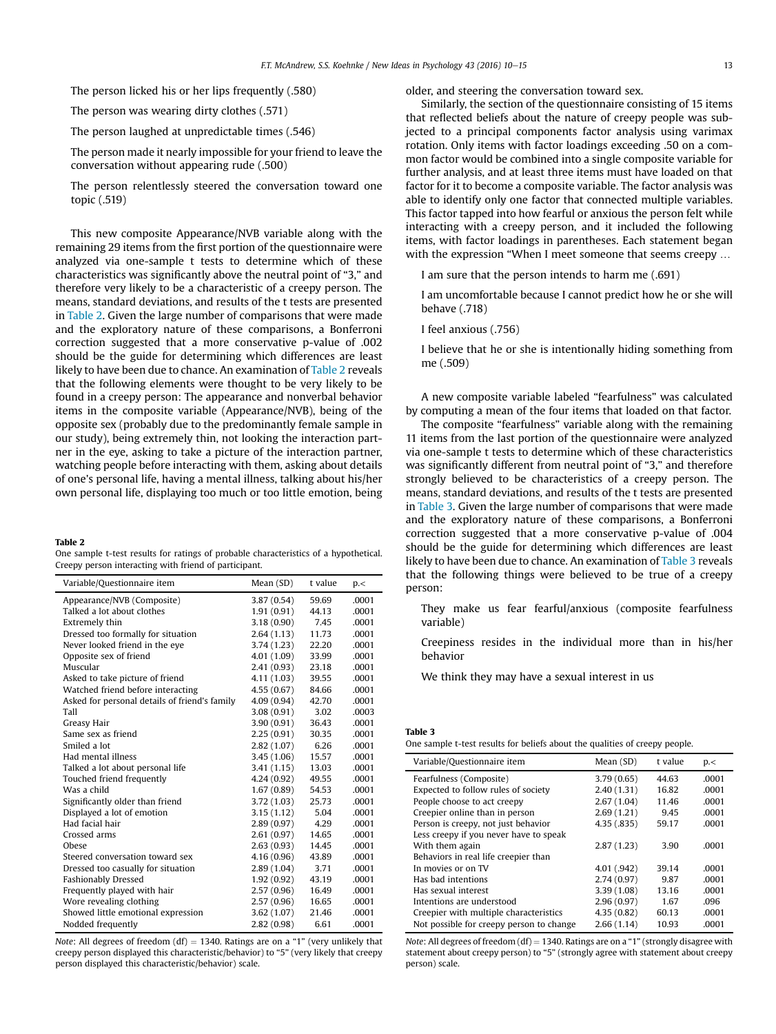The person licked his or her lips frequently (.580)

The person was wearing dirty clothes (.571)

The person laughed at unpredictable times (.546)

The person made it nearly impossible for your friend to leave the conversation without appearing rude (.500)

The person relentlessly steered the conversation toward one topic (.519)

This new composite Appearance/NVB variable along with the remaining 29 items from the first portion of the questionnaire were analyzed via one-sample t tests to determine which of these characteristics was significantly above the neutral point of "3," and therefore very likely to be a characteristic of a creepy person. The means, standard deviations, and results of the t tests are presented in Table 2. Given the large number of comparisons that were made and the exploratory nature of these comparisons, a Bonferroni correction suggested that a more conservative p-value of .002 should be the guide for determining which differences are least likely to have been due to chance. An examination of Table 2 reveals that the following elements were thought to be very likely to be found in a creepy person: The appearance and nonverbal behavior items in the composite variable (Appearance/NVB), being of the opposite sex (probably due to the predominantly female sample in our study), being extremely thin, not looking the interaction partner in the eye, asking to take a picture of the interaction partner, watching people before interacting with them, asking about details of one's personal life, having a mental illness, talking about his/her own personal life, displaying too much or too little emotion, being older, and steering the conversation toward sex.

**Table 2**
One sample t-test results for ratings of probable characteristics of a hypothetical. Creepy person interacting with friend of participant.

| Variable/Questionnaire item | Mean (SD) | t value | p.< |
|---|---|---|---|
| Appearance/NVB (Composite) | 3.87 (0.54) | 59.69 | .0001 |
| Talked a lot about clothes | 1.91 (0.91) | 44.13 | .0001 |
| Extremely thin | 3.18 (0.90) | 7.45 | .0001 |
| Dressed too formally for situation | 2.64 (1.13) | 11.73 | .0001 |
| Never looked friend in the eye | 3.74 (1.23) | 22.20 | .0001 |
| Opposite sex of friend | 4.01 (1.09) | 33.99 | .0001 |
| Muscular | 2.41 (0.93) | 23.18 | .0001 |
| Asked to take picture of friend | 4.11 (1.03) | 39.55 | .0001 |
| Watched friend before interacting | 4.55 (0.67) | 84.66 | .0001 |
| Asked for personal details of friend's family | 4.09 (0.94) | 42.70 | .0001 |
| Tall | 3.08 (0.91) | 3.02 | .0003 |
| Greasy Hair | 3.90 (0.91) | 36.43 | .0001 |
| Same sex as friend | 2.25 (0.91) | 30.35 | .0001 |
| Smiled a lot | 2.82 (1.07) | 6.26 | .0001 |
| Had mental illness | 3.45 (1.06) | 15.57 | .0001 |
| Talked a lot about personal life | 3.41 (1.15) | 13.03 | .0001 |
| Touched friend frequently | 4.24 (0.92) | 49.55 | .0001 |
| Was a child | 1.67 (0.89) | 54.53 | .0001 |
| Significantly older than friend | 3.72 (1.03) | 25.73 | .0001 |
| Displayed a lot of emotion | 3.15 (1.12) | 5.04 | .0001 |
| Had facial hair | 2.89 (0.97) | 4.29 | .0001 |
| Crossed arms | 2.61 (0.97) | 14.65 | .0001 |
| Obese | 2.63 (0.93) | 14.45 | .0001 |
| Steered conversation toward sex | 4.16 (0.96) | 43.89 | .0001 |
| Dressed too casually for situation | 2.89 (1.04) | 3.71 | .0001 |
| Fashionably Dressed | 1.92 (0.92) | 43.19 | .0001 |
| Frequently played with hair | 2.57 (0.96) | 16.49 | .0001 |
| Wore revealing clothing | 2.57 (0.96) | 16.65 | .0001 |
| Showed little emotional expression | 3.62 (1.07) | 21.46 | .0001 |
| Nodded frequently | 2.82 (0.98) | 6.61 | .0001 |

*Note*: All degrees of freedom (df) = 1340. Ratings are on a "1" (very unlikely that creepy person displayed this characteristic/behavior) to "5" (very likely that creepy person displayed this characteristic/behavior) scale.

Similarly, the section of the questionnaire consisting of 15 items that reflected beliefs about the nature of creepy people was subjected to a principal components factor analysis using varimax rotation. Only items with factor loadings exceeding .50 on a common factor would be combined into a single composite variable for further analysis, and at least three items must have loaded on that factor for it to become a composite variable. The factor analysis was able to identify only one factor that connected multiple variables. This factor tapped into how fearful or anxious the person felt while interacting with a creepy person, and it included the following items, with factor loadings in parentheses. Each statement began with the expression "When I meet someone that seems creepy …

I am sure that the person intends to harm me (.691)

I am uncomfortable because I cannot predict how he or she will behave (.718)

I feel anxious (.756)

I believe that he or she is intentionally hiding something from me (.509)

A new composite variable labeled "fearfulness" was calculated by computing a mean of the four items that loaded on that factor.

The composite "fearfulness" variable along with the remaining 11 items from the last portion of the questionnaire were analyzed via one-sample t tests to determine which of these characteristics was significantly different from neutral point of "3," and therefore strongly believed to be characteristics of a creepy person. The means, standard deviations, and results of the t tests are presented in Table 3. Given the large number of comparisons that were made and the exploratory nature of these comparisons, a Bonferroni correction suggested that a more conservative p-value of .004 should be the guide for determining which differences are least likely to have been due to chance. An examination of Table 3 reveals that the following things were believed to be true of a creepy person:

They make us fear fearful/anxious (composite fearfulness variable)

Creepiness resides in the individual more than in his/her behavior

We think they may have a sexual interest in us

**Table 3**
One sample t-test results for beliefs about the qualities of creepy people.

| Variable/Questionnaire item | Mean (SD) | t value | p.< |
|---|---|---|---|
| Fearfulness (Composite) | 3.79 (0.65) | 44.63 | .0001 |
| Expected to follow rules of society | 2.40 (1.31) | 16.82 | .0001 |
| People choose to act creepy | 2.67 (1.04) | 11.46 | .0001 |
| Creepier online than in person | 2.69 (1.21) | 9.45 | .0001 |
| Person is creepy, not just behavior | 4.35 (.835) | 59.17 | .0001 |
| Less creepy if you never have to speak With them again | 2.87 (1.23) | 3.90 | .0001 |
| Behaviors in real life creepier than In movies or on TV | 4.01 (.942) | 39.14 | .0001 |
| Has bad intentions | 2.74 (0.97) | 9.87 | .0001 |
| Has sexual interest | 3.39 (1.08) | 13.16 | .0001 |
| Intentions are understood | 2.96 (0.97) | 1.67 | .096 |
| Creepier with multiple characteristics | 4.35 (0.82) | 60.13 | .0001 |
| Not possible for creepy person to change | 2.66 (1.14) | 10.93 | .0001 |

*Note*: All degrees of freedom (df) = 1340. Ratings are on a "1" (strongly disagree with statement about creepy person) to "5" (strongly agree with statement about creepy person) scale.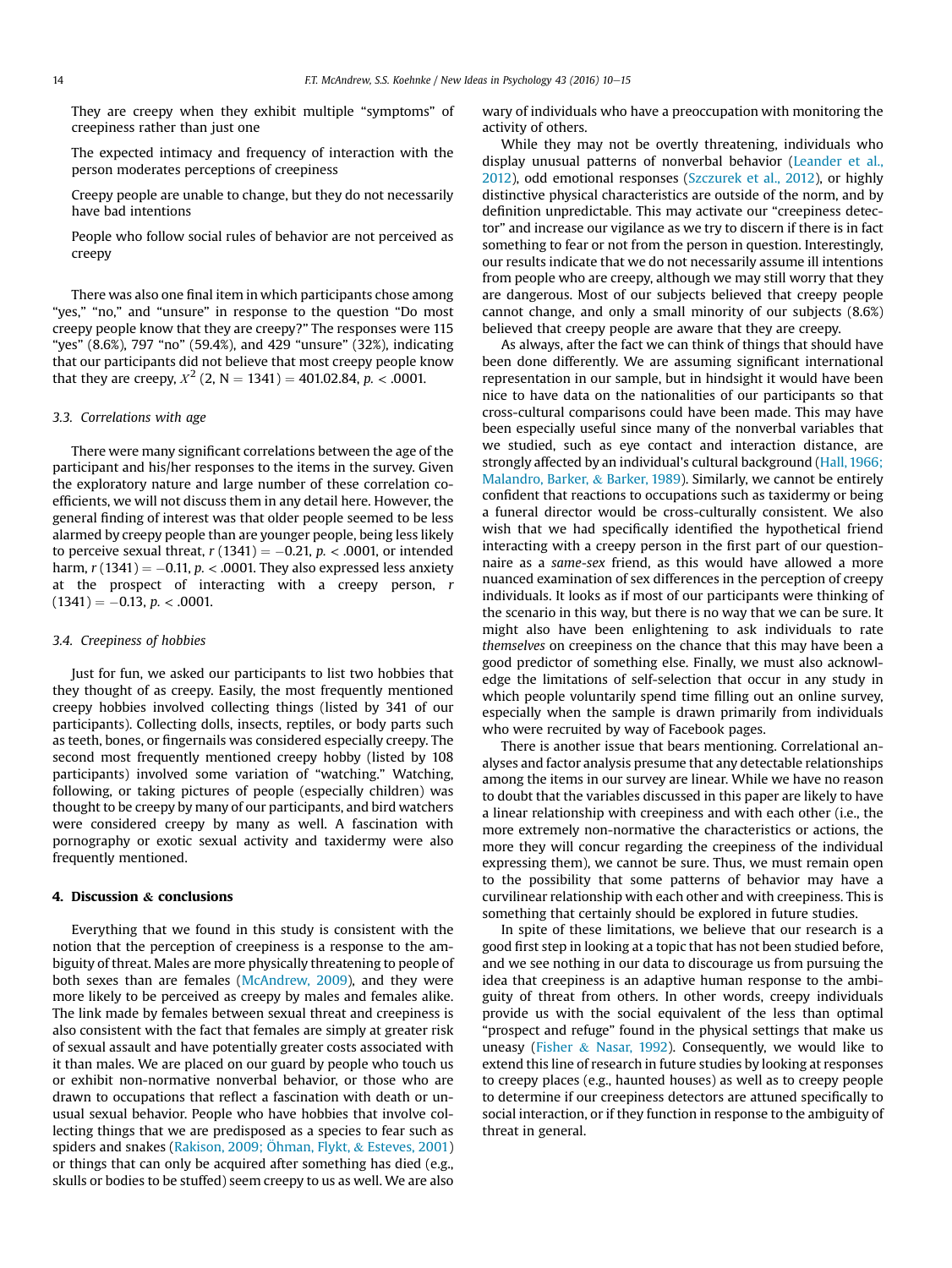They are creepy when they exhibit multiple "symptoms" of creepiness rather than just one

The expected intimacy and frequency of interaction with the person moderates perceptions of creepiness

Creepy people are unable to change, but they do not necessarily have bad intentions

People who follow social rules of behavior are not perceived as creepy

There was also one final item in which participants chose among "yes," "no," and "unsure" in response to the question "Do most creepy people know that they are creepy?" The responses were 115 "yes" (8.6%), 797 "no" (59.4%), and 429 "unsure" (32%), indicating that our participants did not believe that most creepy people know that they are creepy, $X^2$ (2, N = 1341) = 401.02.84, $p < .0001$.

### 3.3. Correlations with age

There were many significant correlations between the age of the participant and his/her responses to the items in the survey. Given the exploratory nature and large number of these correlation coefficients, we will not discuss them in any detail here. However, the general finding of interest was that older people seemed to be less alarmed by creepy people than are younger people, being less likely to perceive sexual threat, $r(1341) = -0.21$, $p < .0001$, or intended harm, $r(1341) = -0.11$, $p < .0001$. They also expressed less anxiety at the prospect of interacting with a creepy person, $r(1341) = -0.13$, $p < .0001$.

### 3.4. Creepiness of hobbies

Just for fun, we asked our participants to list two hobbies that they thought of as creepy. Easily, the most frequently mentioned creepy hobbies involved collecting things (listed by 341 of our participants). Collecting dolls, insects, reptiles, or body parts such as teeth, bones, or fingernails was considered especially creepy. The second most frequently mentioned creepy hobby (listed by 108 participants) involved some variation of "watching." Watching, following, or taking pictures of people (especially children) was thought to be creepy by many of our participants, and bird watchers were considered creepy by many as well. A fascination with pornography or exotic sexual activity and taxidermy were also frequently mentioned.

## 4. Discussion & conclusions

Everything that we found in this study is consistent with the notion that the perception of creepiness is a response to the ambiguity of threat. Males are more physically threatening to people of both sexes than are females (McAndrew, 2009), and they were more likely to be perceived as creepy by males and females alike. The link made by females between sexual threat and creepiness is also consistent with the fact that females are simply at greater risk of sexual assault and have potentially greater costs associated with it than males. We are placed on our guard by people who touch us or exhibit non-normative nonverbal behavior, or those who are drawn to occupations that reflect a fascination with death or unusual sexual behavior. People who have hobbies that involve collecting things that we are predisposed as a species to fear such as spiders and snakes (Rakison, 2009; Öhman, Flykt, & Esteves, 2001) or things that can only be acquired after something has died (e.g., skulls or bodies to be stuffed) seem creepy to us as well. We are also wary of individuals who have a preoccupation with monitoring the activity of others.

While they may not be overtly threatening, individuals who display unusual patterns of nonverbal behavior (Leander et al., 2012), odd emotional responses (Szczurek et al., 2012), or highly distinctive physical characteristics are outside of the norm, and by definition unpredictable. This may activate our "creepiness detector" and increase our vigilance as we try to discern if there is in fact something to fear or not from the person in question. Interestingly, our results indicate that we do not necessarily assume ill intentions from people who are creepy, although we may still worry that they are dangerous. Most of our subjects believed that creepy people cannot change, and only a small minority of our subjects (8.6%) believed that creepy people are aware that they are creepy.

As always, after the fact we can think of things that should have been done differently. We are assuming significant international representation in our sample, but in hindsight it would have been nice to have data on the nationalities of our participants so that cross-cultural comparisons could have been made. This may have been especially useful since many of the nonverbal variables that we studied, such as eye contact and interaction distance, are strongly affected by an individual's cultural background (Hall, 1966; Malandro, Barker, & Barker, 1989). Similarly, we cannot be entirely confident that reactions to occupations such as taxidermy or being a funeral director would be cross-culturally consistent. We also wish that we had specifically identified the hypothetical friend interacting with a creepy person in the first part of our questionnaire as a *same-sex* friend, as this would have allowed a more nuanced examination of sex differences in the perception of creepy individuals. It looks as if most of our participants were thinking of the scenario in this way, but there is no way that we can be sure. It might also have been enlightening to ask individuals to rate *themselves* on creepiness on the chance that this may have been a good predictor of something else. Finally, we must also acknowledge the limitations of self-selection that occur in any study in which people voluntarily spend time filling out an online survey, especially when the sample is drawn primarily from individuals who were recruited by way of Facebook pages.

There is another issue that bears mentioning. Correlational analyses and factor analysis presume that any detectable relationships among the items in our survey are linear. While we have no reason to doubt that the variables discussed in this paper are likely to have a linear relationship with creepiness and with each other (i.e., the more extremely non-normative the characteristics or actions, the more they will concur regarding the creepiness of the individual expressing them), we cannot be sure. Thus, we must remain open to the possibility that some patterns of behavior may have a curvilinear relationship with each other and with creepiness. This is something that certainly should be explored in future studies.

In spite of these limitations, we believe that our research is a good first step in looking at a topic that has not been studied before, and we see nothing in our data to discourage us from pursuing the idea that creepiness is an adaptive human response to the ambiguity of threat from others. In other words, creepy individuals provide us with the social equivalent of the less than optimal "prospect and refuge" found in the physical settings that make us uneasy (Fisher & Nasar, 1992). Consequently, we would like to extend this line of research in future studies by looking at responses to creepy places (e.g., haunted houses) as well as to creepy people to determine if our creepiness detectors are attuned specifically to social interaction, or if they function in response to the ambiguity of threat in general.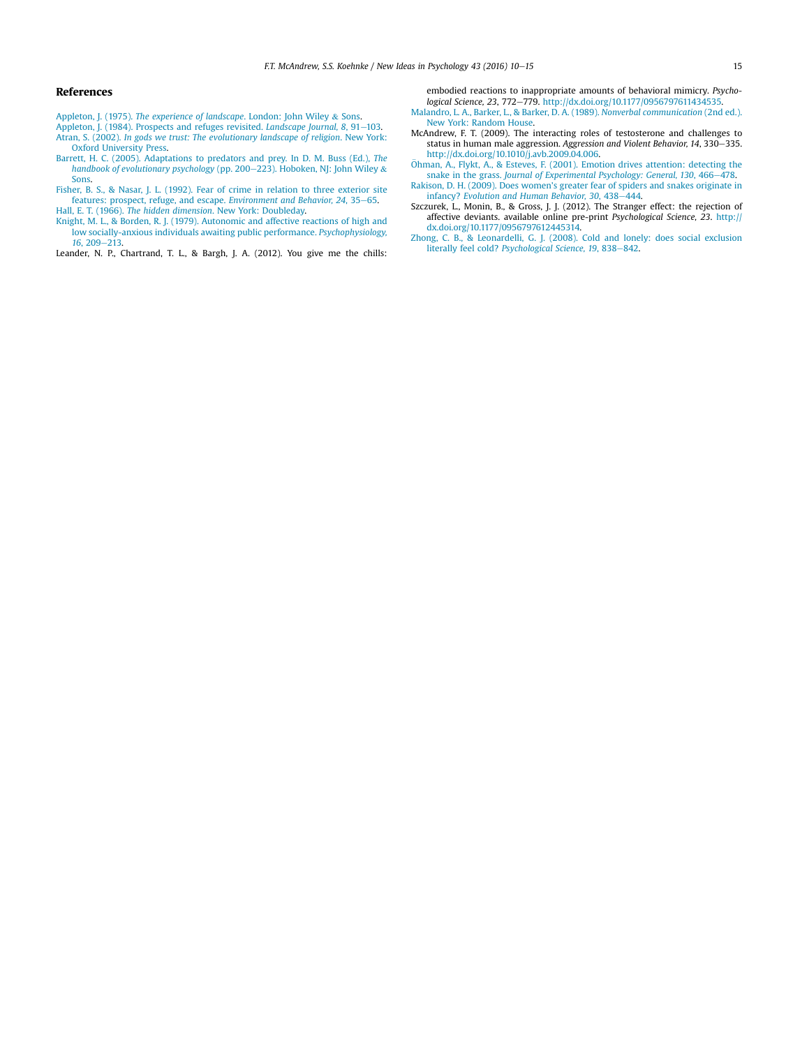## References

Appleton, J. (1975). *The experience of landscape*. London: John Wiley & Sons.

Appleton, J. (1984). Prospects and refuges revisited. *Landscape Journal, 8*, 91–103.

Atran, S. (2002). *In gods we trust: The evolutionary landscape of religion*. New York: Oxford University Press.

Barrett, H. C. (2005). Adaptations to predators and prey. In D. M. Buss (Ed.), *The handbook of evolutionary psychology* (pp. 200–223). Hoboken, NJ: John Wiley & Sons.

Fisher, B. S., & Nasar, J. L. (1992). Fear of crime in relation to three exterior site features: prospect, refuge, and escape. *Environment and Behavior, 24*, 35–65.

Hall, E. T. (1966). *The hidden dimension*. New York: Doubleday.

Knight, M. L., & Borden, R. J. (1979). Autonomic and affective reactions of high and low socially-anxious individuals awaiting public performance. *Psychophysiology, 16*, 209–213.

Leander, N. P., Chartrand, T. L., & Bargh, J. A. (2012). You give me the chills: embodied reactions to inappropriate amounts of behavioral mimicry. *Psychological Science, 23*, 772–779. http://dx.doi.org/10.1177/0956797611434535.

Malandro, L. A., Barker, L., & Barker, D. A. (1989). *Nonverbal communication* (2nd ed.). New York: Random House.

McAndrew, F. T. (2009). The interacting roles of testosterone and challenges to status in human male aggression. *Aggression and Violent Behavior, 14*, 330–335. http://dx.doi.org/10.1010/j.avb.2009.04.006.

Öhman, A., Flykt, A., & Esteves, F. (2001). Emotion drives attention: detecting the snake in the grass. *Journal of Experimental Psychology: General, 130*, 466–478.

Rakison, D. H. (2009). Does women's greater fear of spiders and snakes originate in infancy? *Evolution and Human Behavior, 30*, 438–444.

Szczurek, L., Monin, B., & Gross, J. J. (2012). The Stranger effect: the rejection of affective deviants. available online pre-print *Psychological Science, 23*. http://dx.doi.org/10.1177/0956797612445314.

Zhong, C. B., & Leonardelli, G. J. (2008). Cold and lonely: does social exclusion literally feel cold? *Psychological Science, 19*, 838–842.